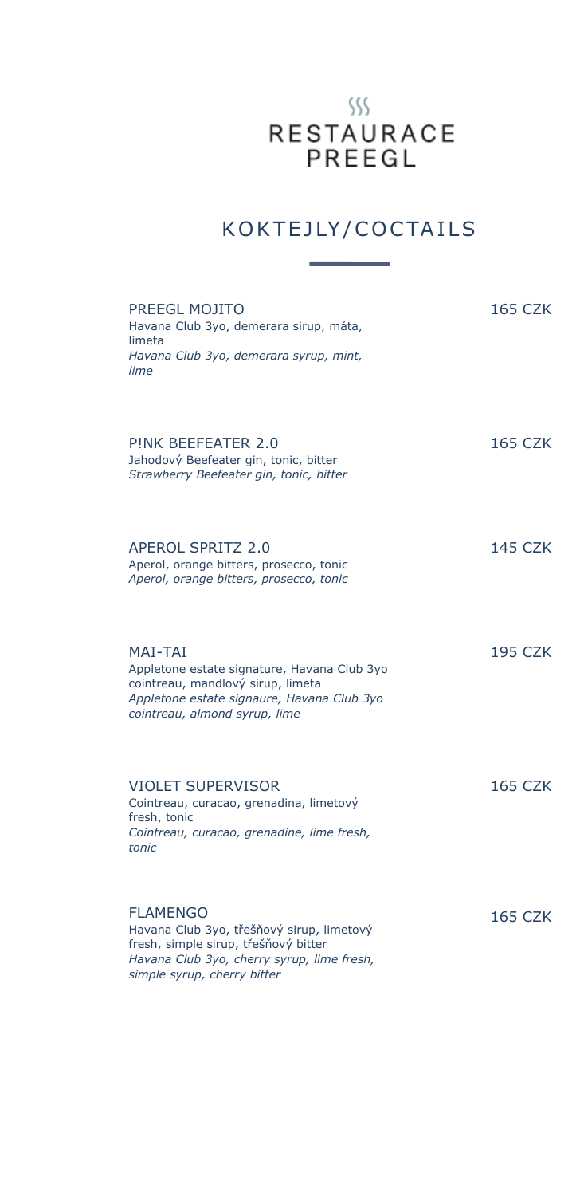# RESTAURACE PREEGL

## KOKTEJLY/COCTAILS

**PREEGL MOJITO** — 165 CZK
Havana Club 3yo, demerara sirup, máta, limeta
*Havana Club 3yo, demerara syrup, mint, lime*

**P!NK BEEFEATER 2.0** — 165 CZK
Jahodový Beefeater gin, tonic, bitter
*Strawberry Beefeater gin, tonic, bitter*

**APEROL SPRITZ 2.0** — 145 CZK
Aperol, orange bitters, prosecco, tonic
*Aperol, orange bitters, prosecco, tonic*

**MAI-TAI** — 195 CZK
Appletone estate signature, Havana Club 3yo cointreau, mandlový sirup, limeta
*Appletone estate signaure, Havana Club 3yo cointreau, almond syrup, lime*

**VIOLET SUPERVISOR** — 165 CZK
Cointreau, curacao, grenadina, limetový fresh, tonic
*Cointreau, curacao, grenadine, lime fresh, tonic*

**FLAMENGO** — 165 CZK
Havana Club 3yo, třešňový sirup, limetový fresh, simple sirup, třešňový bitter
*Havana Club 3yo, cherry syrup, lime fresh, simple syrup, cherry bitter*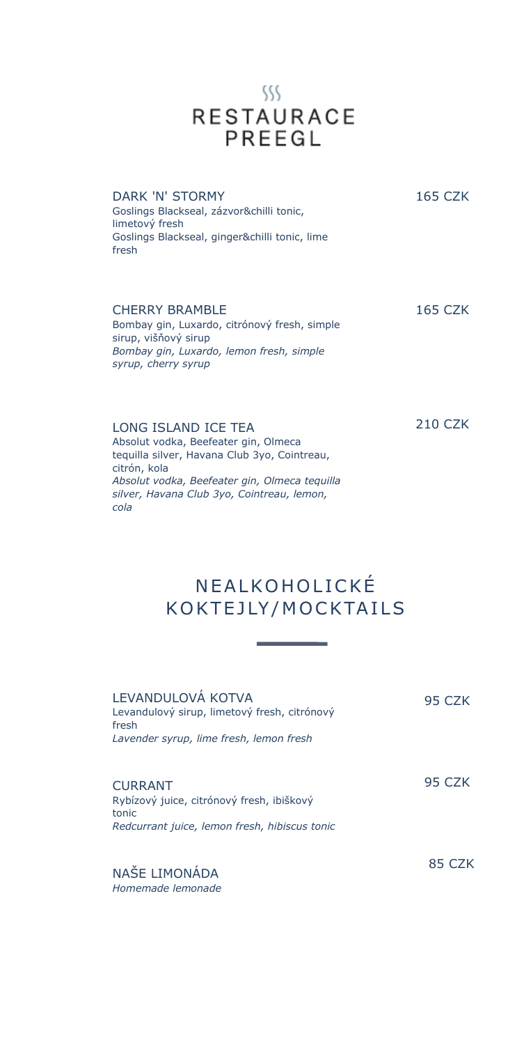# RESTAURACE PREEGL

DARK 'N' STORMY — 165 CZK

Goslings Blackseal, zázvor&chilli tonic, limetový fresh

Goslings Blackseal, ginger&chilli tonic, lime fresh

CHERRY BRAMBLE — 165 CZK

Bombay gin, Luxardo, citrónový fresh, simple sirup, višňový sirup

*Bombay gin, Luxardo, lemon fresh, simple syrup, cherry syrup*

LONG ISLAND ICE TEA — 210 CZK

Absolut vodka, Beefeater gin, Olmeca tequilla silver, Havana Club 3yo, Cointreau, citrón, kola

*Absolut vodka, Beefeater gin, Olmeca tequilla silver, Havana Club 3yo, Cointreau, lemon, cola*

## NEALKOHOLICKÉ KOKTEJLY/MOCKTAILS

LEVANDULOVÁ KOTVA — 95 CZK

Levandulový sirup, limetový fresh, citrónový fresh

*Lavender syrup, lime fresh, lemon fresh*

CURRANT — 95 CZK

Rybízový juice, citrónový fresh, ibiškový tonic

*Redcurrant juice, lemon fresh, hibiscus tonic*

NAŠE LIMONÁDA — 85 CZK

*Homemade lemonade*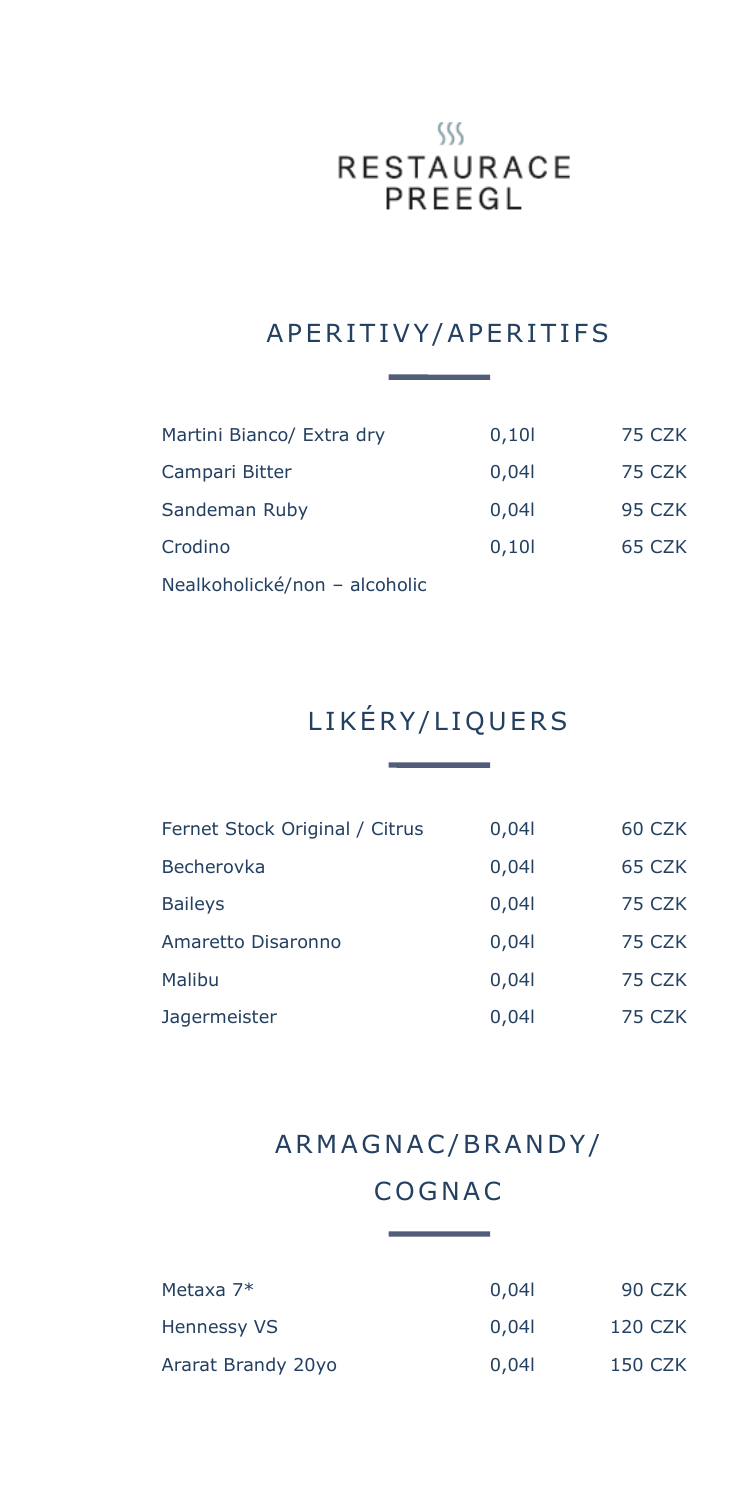# RESTAURACE PREEGL

## APERITIVY/APERITIFS

| | | |
|---|---|---|
| Martini Bianco/ Extra dry | 0,10l | 75 CZK |
| Campari Bitter | 0,04l | 75 CZK |
| Sandeman Ruby | 0,04l | 95 CZK |
| Crodino | 0,10l | 65 CZK |

Nealkoholické/non – alcoholic

## LIKÉRY/LIQUERS

| | | |
|---|---|---|
| Fernet Stock Original / Citrus | 0,04l | 60 CZK |
| Becherovka | 0,04l | 65 CZK |
| Baileys | 0,04l | 75 CZK |
| Amaretto Disaronno | 0,04l | 75 CZK |
| Malibu | 0,04l | 75 CZK |
| Jagermeister | 0,04l | 75 CZK |

## ARMAGNAC/BRANDY/ COGNAC

| | | |
|---|---|---|
| Metaxa 7* | 0,04l | 90 CZK |
| Hennessy VS | 0,04l | 120 CZK |
| Ararat Brandy 20yo | 0,04l | 150 CZK |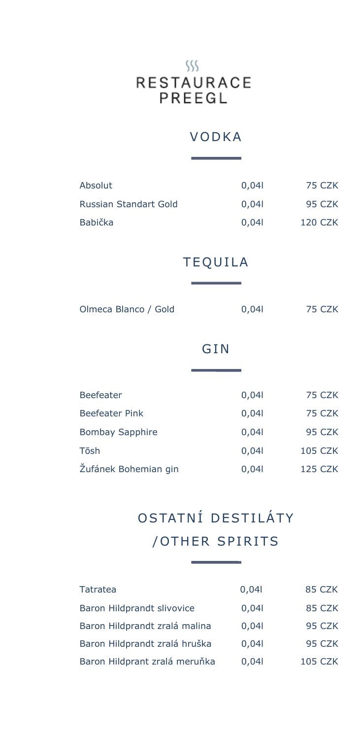RESTAURACE PREEGL

## VODKA

| | | |
|---|---|---|
| Absolut | 0,04l | 75 CZK |
| Russian Standart Gold | 0,04l | 95 CZK |
| Babička | 0,04l | 120 CZK |

## TEQUILA

| | | |
|---|---|---|
| Olmeca Blanco / Gold | 0,04l | 75 CZK |

## GIN

| | | |
|---|---|---|
| Beefeater | 0,04l | 75 CZK |
| Beefeater Pink | 0,04l | 75 CZK |
| Bombay Sapphire | 0,04l | 95 CZK |
| Tōsh | 0,04l | 105 CZK |
| Žufánek Bohemian gin | 0,04l | 125 CZK |

## OSTATNÍ DESTILÁTY /OTHER SPIRITS

| | | |
|---|---|---|
| Tatratea | 0,04l | 85 CZK |
| Baron Hildprandt slivovice | 0,04l | 85 CZK |
| Baron Hildprandt zralá malina | 0,04l | 95 CZK |
| Baron Hildprandt zralá hruška | 0,04l | 95 CZK |
| Baron Hildprant zralá meruňka | 0,04l | 105 CZK |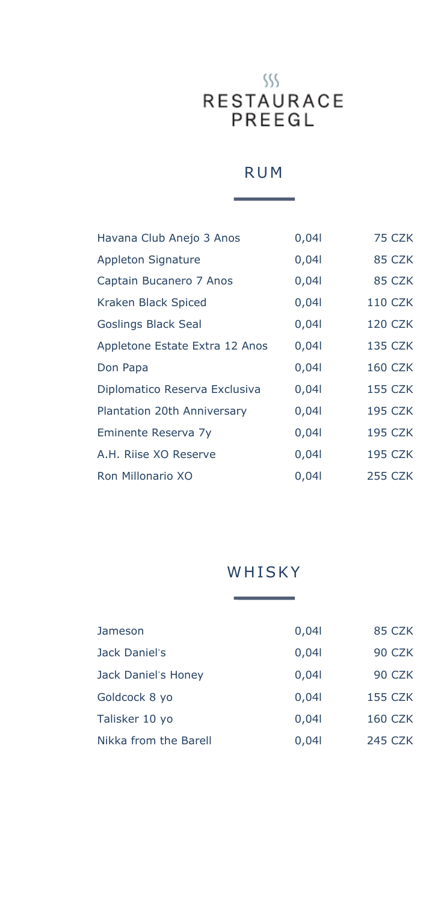# RESTAURACE PREEGL

## RUM

| | | |
|---|---|---|
| Havana Club Anejo 3 Anos | 0,04l | 75 CZK |
| Appleton Signature | 0,04l | 85 CZK |
| Captain Bucanero 7 Anos | 0,04l | 85 CZK |
| Kraken Black Spiced | 0,04l | 110 CZK |
| Goslings Black Seal | 0,04l | 120 CZK |
| Appletone Estate Extra 12 Anos | 0,04l | 135 CZK |
| Don Papa | 0,04l | 160 CZK |
| Diplomatico Reserva Exclusiva | 0,04l | 155 CZK |
| Plantation 20th Anniversary | 0,04l | 195 CZK |
| Eminente Reserva 7y | 0,04l | 195 CZK |
| A.H. Riise XO Reserve | 0,04l | 195 CZK |
| Ron Millonario XO | 0,04l | 255 CZK |

## WHISKY

| | | |
|---|---|---|
| Jameson | 0,04l | 85 CZK |
| Jack Daniel's | 0,04l | 90 CZK |
| Jack Daniel's Honey | 0,04l | 90 CZK |
| Goldcock 8 yo | 0,04l | 155 CZK |
| Talisker 10 yo | 0,04l | 160 CZK |
| Nikka from the Barell | 0,04l | 245 CZK |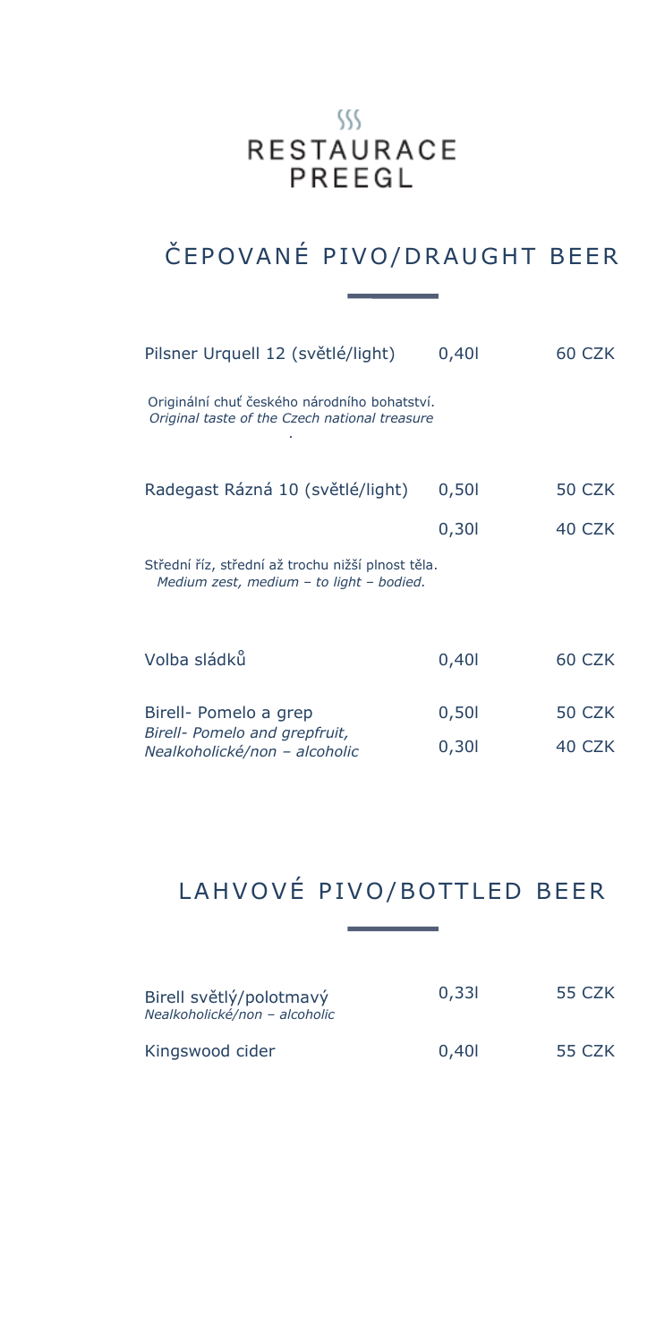# RESTAURACE PREEGL

## ČEPOVANÉ PIVO/DRAUGHT BEER

| | | |
|---|---|---|
| Pilsner Urquell 12 (světlé/light) | 0,40l | 60 CZK |

Originální chuť českého národního bohatství.
*Original taste of the Czech national treasure*

| | | |
|---|---|---|
| Radegast Rázná 10 (světlé/light) | 0,50l | 50 CZK |
| | 0,30l | 40 CZK |

Střední říz, střední až trochu nižší plnost těla.
*Medium zest, medium – to light – bodied.*

| | | |
|---|---|---|
| Volba sládků | 0,40l | 60 CZK |
| Birell- Pomelo a grep<br>*Birell- Pomelo and grepfruit,*<br>*Nealkoholické/non – alcoholic* | 0,50l | 50 CZK |
| | 0,30l | 40 CZK |

## LAHVOVÉ PIVO/BOTTLED BEER

| | | |
|---|---|---|
| Birell světlý/polotmavý<br>*Nealkoholické/non – alcoholic* | 0,33l | 55 CZK |
| Kingswood cider | 0,40l | 55 CZK |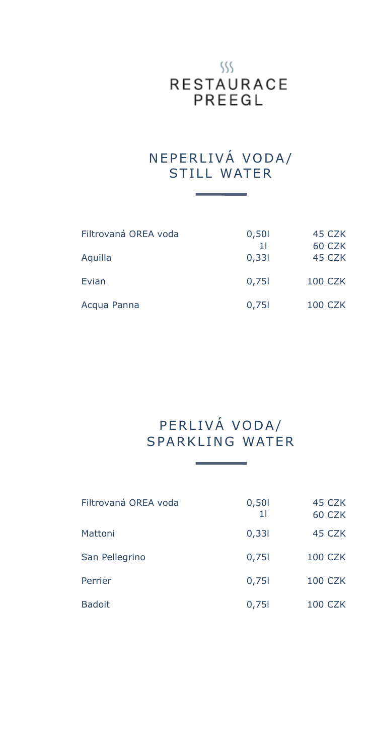# RESTAURACE PREEGL

## NEPERLIVÁ VODA/ STILL WATER

| | | |
|---|---|---|
| Filtrovaná OREA voda | 0,50l | 45 CZK |
| | 1l | 60 CZK |
| Aquilla | 0,33l | 45 CZK |
| Evian | 0,75l | 100 CZK |
| Acqua Panna | 0,75l | 100 CZK |

## PERLIVÁ VODA/ SPARKLING WATER

| | | |
|---|---|---|
| Filtrovaná OREA voda | 0,50l | 45 CZK |
| | 1l | 60 CZK |
| Mattoni | 0,33l | 45 CZK |
| San Pellegrino | 0,75l | 100 CZK |
| Perrier | 0,75l | 100 CZK |
| Badoit | 0,75l | 100 CZK |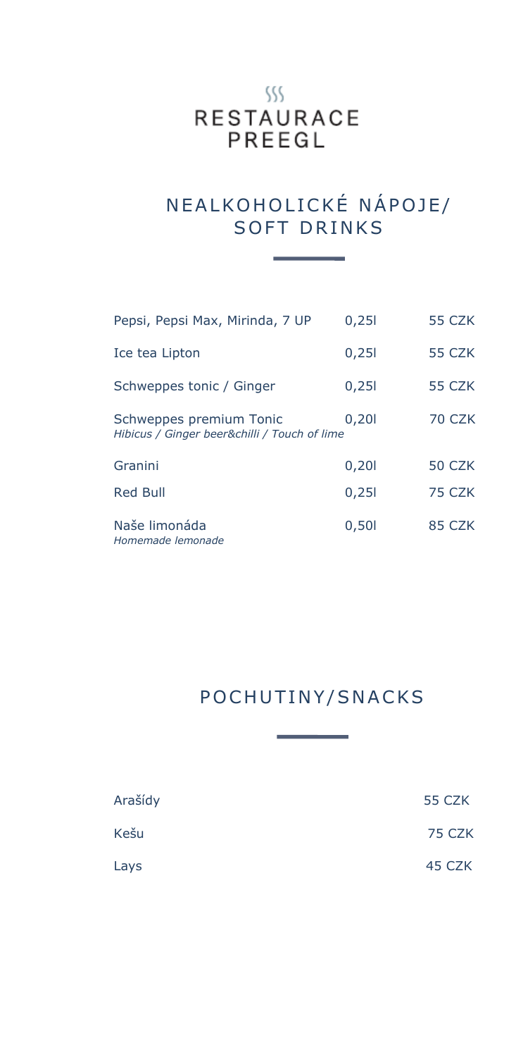# RESTAURACE PREEGL

## NEALKOHOLICKÉ NÁPOJE/ SOFT DRINKS

| | | |
|---|---|---|
| Pepsi, Pepsi Max, Mirinda, 7 UP | 0,25l | 55 CZK |
| Ice tea Lipton | 0,25l | 55 CZK |
| Schweppes tonic / Ginger | 0,25l | 55 CZK |
| Schweppes premium Tonic<br>*Hibicus / Ginger beer&chilli / Touch of lime* | 0,20l | 70 CZK |
| Granini | 0,20l | 50 CZK |
| Red Bull | 0,25l | 75 CZK |
| Naše limonáda<br>*Homemade lemonade* | 0,50l | 85 CZK |

## POCHUTINY/SNACKS

| | |
|---|---|
| Arašídy | 55 CZK |
| Kešu | 75 CZK |
| Lays | 45 CZK |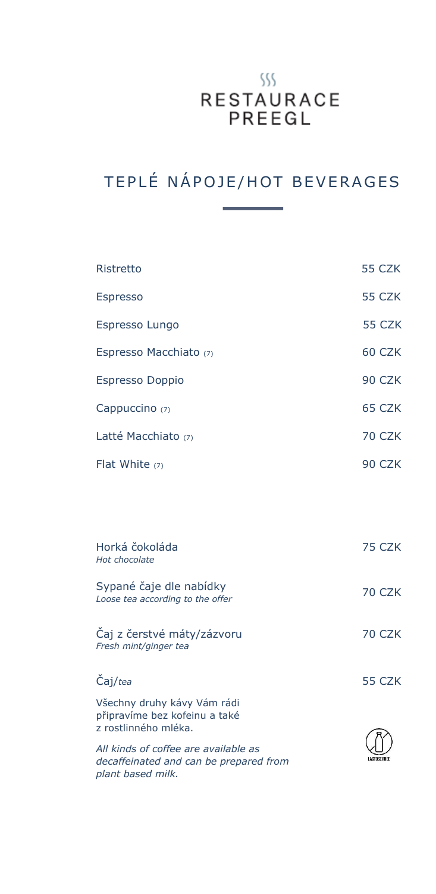# RESTAURACE PREEGL

## TEPLÉ NÁPOJE/HOT BEVERAGES

| | |
|---|---|
| Ristretto | 55 CZK |
| Espresso | 55 CZK |
| Espresso Lungo | 55 CZK |
| Espresso Macchiato (7) | 60 CZK |
| Espresso Doppio | 90 CZK |
| Cappuccino (7) | 65 CZK |
| Latté Macchiato (7) | 70 CZK |
| Flat White (7) | 90 CZK |

| | |
|---|---|
| Horká čokoláda<br>*Hot chocolate* | 75 CZK |
| Sypané čaje dle nabídky<br>*Loose tea according to the offer* | 70 CZK |
| Čaj z čerstvé máty/zázvoru<br>*Fresh mint/ginger tea* | 70 CZK |
| Čaj/*tea* | 55 CZK |

Všechny druhy kávy Vám rádi připravíme bez kofeinu a také z rostlinného mléka.

*All kinds of coffee are available as decaffeinated and can be prepared from plant based milk.*

LACTOSE FREE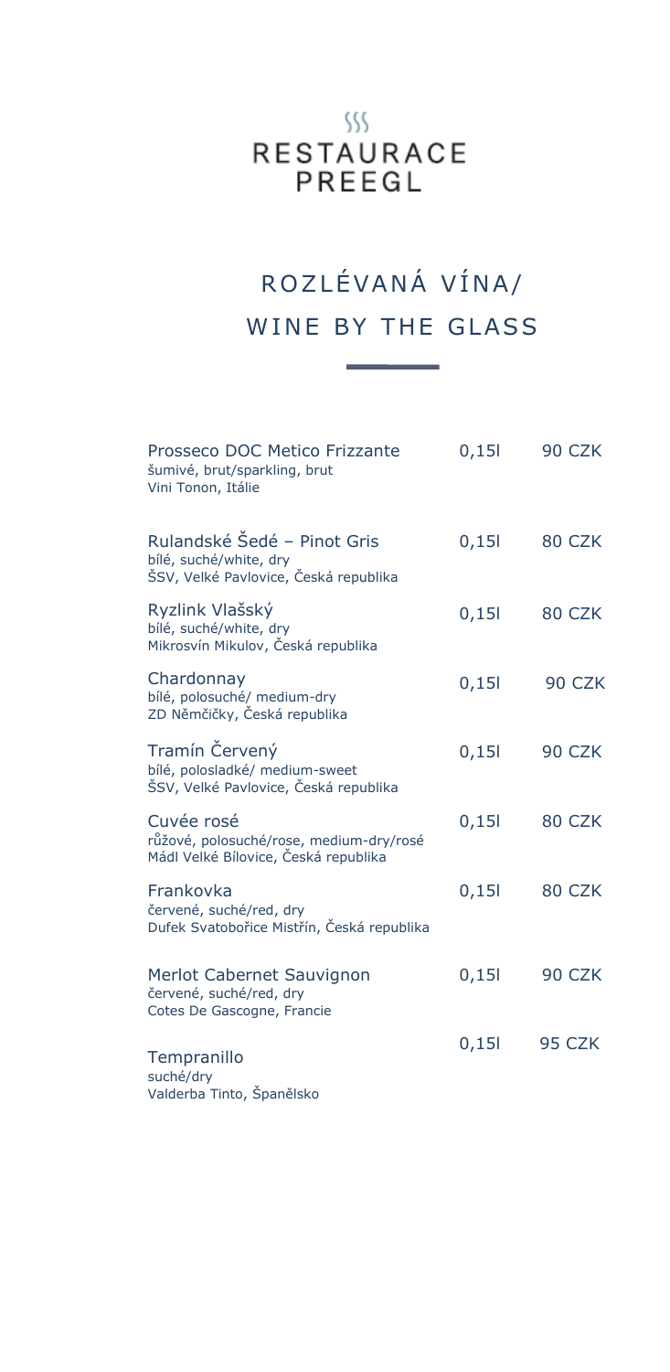# RESTAURACE PREEGL

## ROZLÉVANÁ VÍNA/ WINE BY THE GLASS

| | | |
|---|---|---|
| Prosseco DOC Metico Frizzante<br>šumivé, brut/sparkling, brut<br>Vini Tonon, Itálie | 0,15l | 90 CZK |
| Rulandské Šedé – Pinot Gris<br>bílé, suché/white, dry<br>ŠSV, Velké Pavlovice, Česká republika | 0,15l | 80 CZK |
| Ryzlink Vlašský<br>bílé, suché/white, dry<br>Mikrosvín Mikulov, Česká republika | 0,15l | 80 CZK |
| Chardonnay<br>bílé, polosuché/ medium-dry<br>ZD Němčičky, Česká republika | 0,15l | 90 CZK |
| Tramín Červený<br>bílé, polosladké/ medium-sweet<br>ŠSV, Velké Pavlovice, Česká republika | 0,15l | 90 CZK |
| Cuvée rosé<br>růžové, polosuché/rose, medium-dry/rosé<br>Mádl Velké Bílovice, Česká republika | 0,15l | 80 CZK |
| Frankovka<br>červené, suché/red, dry<br>Dufek Svatobořice Mistřín, Česká republika | 0,15l | 80 CZK |
| Merlot Cabernet Sauvignon<br>červené, suché/red, dry<br>Cotes De Gascogne, Francie | 0,15l | 90 CZK |
| Tempranillo<br>suché/dry<br>Valderba Tinto, Španělsko | 0,15l | 95 CZK |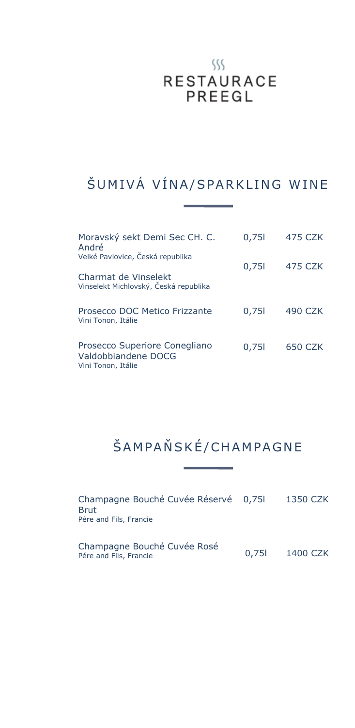# RESTAURACE PREEGL

## ŠUMIVÁ VÍNA/SPARKLING WINE

| | | |
|---|---|---|
| Moravský sekt Demi Sec CH. C. André<br>Velké Pavlovice, Česká republika | 0,75l | 475 CZK |
| Charmat de Vinselekt<br>Vinselekt Michlovský, Česká republika | 0,75l | 475 CZK |
| Prosecco DOC Metico Frizzante<br>Vini Tonon, Itálie | 0,75l | 490 CZK |
| Prosecco Superiore Conegliano Valdobbiandene DOCG<br>Vini Tonon, Itálie | 0,75l | 650 CZK |

## ŠAMPAŇSKÉ/CHAMPAGNE

| | | |
|---|---|---|
| Champagne Bouché Cuvée Réservé Brut<br>Pére and Fils, Francie | 0,75l | 1350 CZK |
| Champagne Bouché Cuvée Rosé<br>Pére and Fils, Francie | 0,75l | 1400 CZK |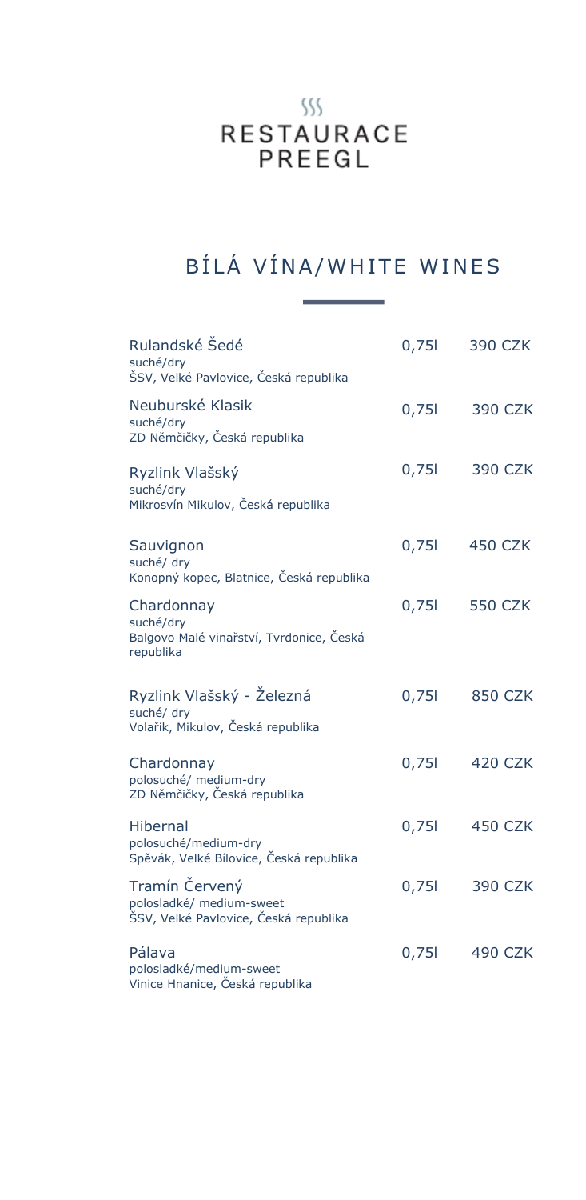# RESTAURACE PREEGL

## BÍLÁ VÍNA/WHITE WINES

| | | |
|---|---|---|
| **Rulandské Šedé**<br>suché/dry<br>ŠSV, Velké Pavlovice, Česká republika | 0,75l | 390 CZK |
| **Neuburské Klasik**<br>suché/dry<br>ZD Němčičky, Česká republika | 0,75l | 390 CZK |
| **Ryzlink Vlašský**<br>suché/dry<br>Mikrosvín Mikulov, Česká republika | 0,75l | 390 CZK |
| **Sauvignon**<br>suché/ dry<br>Konopný kopec, Blatnice, Česká republika | 0,75l | 450 CZK |
| **Chardonnay**<br>suché/dry<br>Balgovo Malé vinařství, Tvrdonice, Česká republika | 0,75l | 550 CZK |
| **Ryzlink Vlašský - Železná**<br>suché/ dry<br>Volařík, Mikulov, Česká republika | 0,75l | 850 CZK |
| **Chardonnay**<br>polosuché/ medium-dry<br>ZD Němčičky, Česká republika | 0,75l | 420 CZK |
| **Hibernal**<br>polosuché/medium-dry<br>Spěvák, Velké Bílovice, Česká republika | 0,75l | 450 CZK |
| **Tramín Červený**<br>polosladké/ medium-sweet<br>ŠSV, Velké Pavlovice, Česká republika | 0,75l | 390 CZK |
| **Pálava**<br>polosladké/medium-sweet<br>Vinice Hnanice, Česká republika | 0,75l | 490 CZK |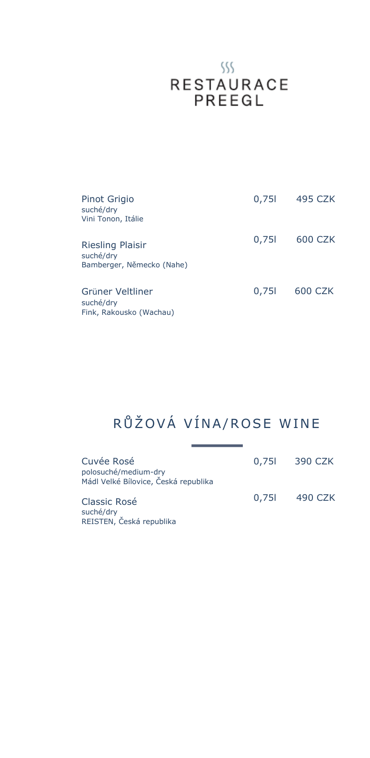# RESTAURACE PREEGL

| | | |
|---|---|---|
| Pinot Grigio<br>suché/dry<br>Vini Tonon, Itálie | 0,75l | 495 CZK |
| Riesling Plaisir<br>suché/dry<br>Bamberger, Německo (Nahe) | 0,75l | 600 CZK |
| Grüner Veltliner<br>suché/dry<br>Fink, Rakousko (Wachau) | 0,75l | 600 CZK |

## RŮŽOVÁ VÍNA/ROSE WINE

| | | |
|---|---|---|
| Cuvée Rosé<br>polosuché/medium-dry<br>Mádl Velké Bílovice, Česká republika | 0,75l | 390 CZK |
| Classic Rosé<br>suché/dry<br>REISTEN, Česká republika | 0,75l | 490 CZK |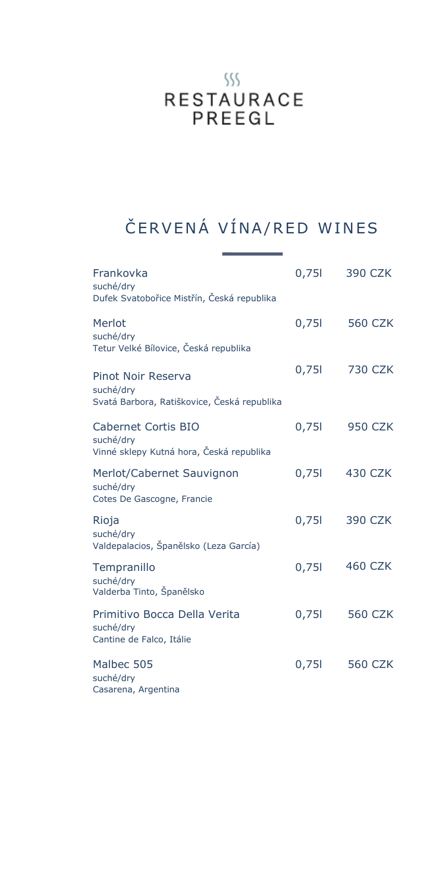# RESTAURACE PREEGL

## ČERVENÁ VÍNA/RED WINES

| | | |
|---|---|---|
| Frankovka<br>suché/dry<br>Dufek Svatobořice Mistřín, Česká republika | 0,75l | 390 CZK |
| Merlot<br>suché/dry<br>Tetur Velké Bílovice, Česká republika | 0,75l | 560 CZK |
| Pinot Noir Reserva<br>suché/dry<br>Svatá Barbora, Ratiškovice, Česká republika | 0,75l | 730 CZK |
| Cabernet Cortis BIO<br>suché/dry<br>Vinné sklepy Kutná hora, Česká republika | 0,75l | 950 CZK |
| Merlot/Cabernet Sauvignon<br>suché/dry<br>Cotes De Gascogne, Francie | 0,75l | 430 CZK |
| Rioja<br>suché/dry<br>Valdepalacios, Španělsko (Leza García) | 0,75l | 390 CZK |
| Tempranillo<br>suché/dry<br>Valderba Tinto, Španělsko | 0,75l | 460 CZK |
| Primitivo Bocca Della Verita<br>suché/dry<br>Cantine de Falco, Itálie | 0,75l | 560 CZK |
| Malbec 505<br>suché/dry<br>Casarena, Argentina | 0,75l | 560 CZK |